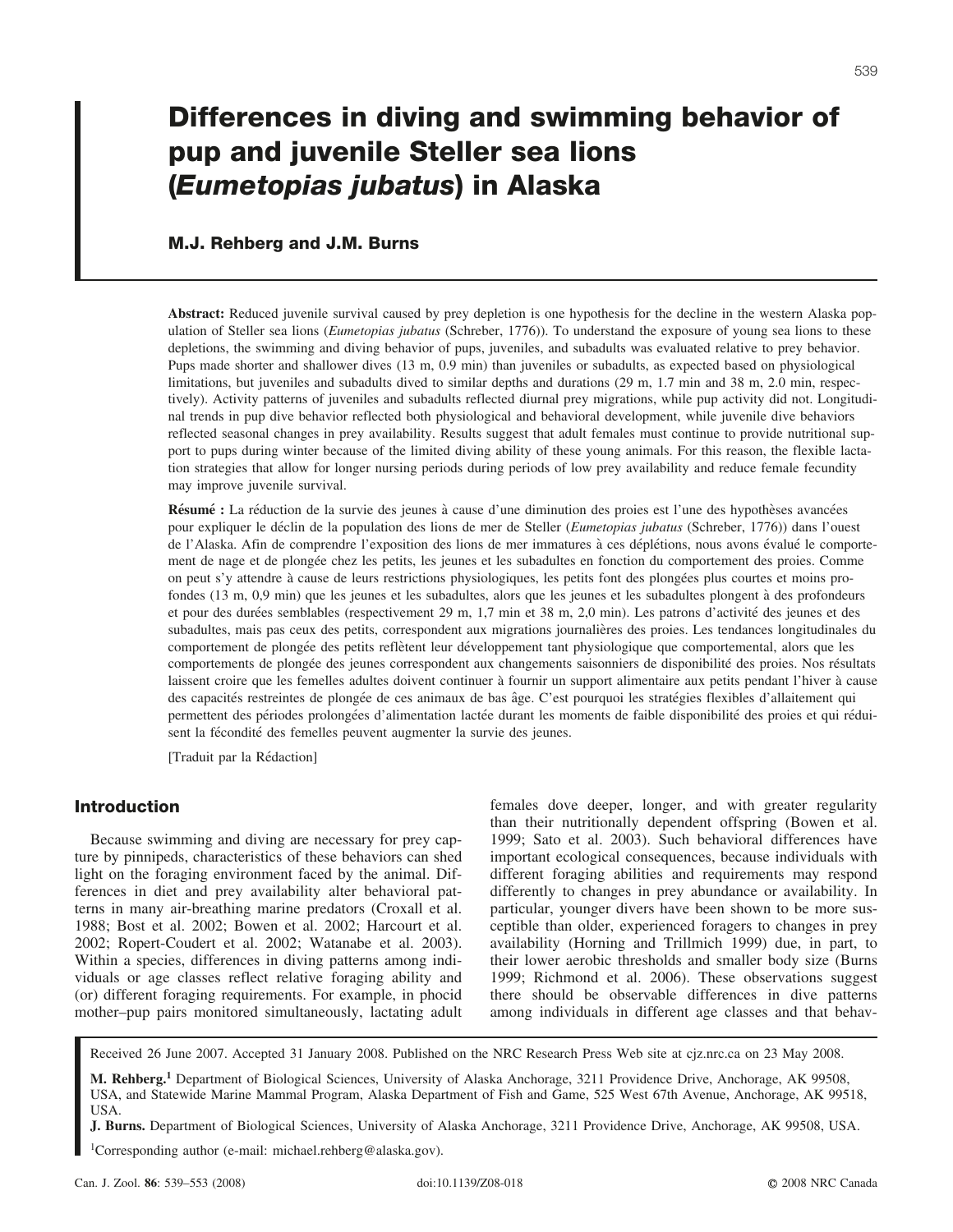# Differences in diving and swimming behavior of pup and juvenile Steller sea lions (*Eumetopias jubatus*) in Alaska

**M.J. Rehberg and J.M. Burns**

**Abstract:** Reduced juvenile survival caused by prey depletion is one hypothesis for the decline in the western Alaska population of Steller sea lions (*Eumetopias jubatus* (Schreber, 1776)). To understand the exposure of young sea lions to these depletions, the swimming and diving behavior of pups, juveniles, and subadults was evaluated relative to prey behavior. Pups made shorter and shallower dives (13 m, 0.9 min) than juveniles or subadults, as expected based on physiological limitations, but juveniles and subadults dived to similar depths and durations (29 m, 1.7 min and 38 m, 2.0 min, respectively). Activity patterns of juveniles and subadults reflected diurnal prey migrations, while pup activity did not. Longitudinal trends in pup dive behavior reflected both physiological and behavioral development, while juvenile dive behaviors reflected seasonal changes in prey availability. Results suggest that adult females must continue to provide nutritional support to pups during winter because of the limited diving ability of these young animals. For this reason, the flexible lactation strategies that allow for longer nursing periods during periods of low prey availability and reduce female fecundity may improve juvenile survival.

**Résumé :** La réduction de la survie des jeunes à cause d'une diminution des proies est l'une des hypothèses avancées pour expliquer le déclin de la population des lions de mer de Steller (*Eumetopias jubatus* (Schreber, 1776)) dans l'ouest de l'Alaska. Afin de comprendre l'exposition des lions de mer immatures à ces déplétions, nous avons évalué le comportement de nage et de plongée chez les petits, les jeunes et les subadultes en fonction du comportement des proies. Comme on peut s'y attendre à cause de leurs restrictions physiologiques, les petits font des plongées plus courtes et moins profondes (13 m, 0,9 min) que les jeunes et les subadultes, alors que les jeunes et les subadultes plongent à des profondeurs et pour des durées semblables (respectivement 29 m, 1,7 min et 38 m, 2,0 min). Les patrons d'activité des jeunes et des subadultes, mais pas ceux des petits, correspondent aux migrations journalières des proies. Les tendances longitudinales du comportement de plongée des petits reflètent leur développement tant physiologique que comportemental, alors que les comportements de plongée des jeunes correspondent aux changements saisonniers de disponibilité des proies. Nos résultats laissent croire que les femelles adultes doivent continuer à fournir un support alimentaire aux petits pendant l'hiver à cause des capacités restreintes de plongée de ces animaux de bas âge. C'est pourquoi les stratégies flexibles d'allaitement qui permettent des périodes prolongées d'alimentation lactée durant les moments de faible disponibilité des proies et qui réduisent la fécondité des femelles peuvent augmenter la survie des jeunes.

[Traduit par la Rédaction]

## Introduction

Because swimming and diving are necessary for prey capture by pinnipeds, characteristics of these behaviors can shed light on the foraging environment faced by the animal. Differences in diet and prey availability alter behavioral patterns in many air-breathing marine predators (Croxall et al. 1988; Bost et al. 2002; Bowen et al. 2002; Harcourt et al. 2002; Ropert-Coudert et al. 2002; Watanabe et al. 2003). Within a species, differences in diving patterns among individuals or age classes reflect relative foraging ability and (or) different foraging requirements. For example, in phocid mother–pup pairs monitored simultaneously, lactating adult females dove deeper, longer, and with greater regularity than their nutritionally dependent offspring (Bowen et al. 1999; Sato et al. 2003). Such behavioral differences have important ecological consequences, because individuals with different foraging abilities and requirements may respond differently to changes in prey abundance or availability. In particular, younger divers have been shown to be more susceptible than older, experienced foragers to changes in prey availability (Horning and Trillmich 1999) due, in part, to their lower aerobic thresholds and smaller body size (Burns 1999; Richmond et al. 2006). These observations suggest there should be observable differences in dive patterns among individuals in different age classes and that behav-

Received 26 June 2007. Accepted 31 January 2008. Published on the NRC Research Press Web site at cjz.nrc.ca on 23 May 2008.

**M. Rehberg.**[1] Department of Biological Sciences, University of Alaska Anchorage, 3211 Providence Drive, Anchorage, AK 99508, USA, and Statewide Marine Mammal Program, Alaska Department of Fish and Game, 525 West 67th Avenue, Anchorage, AK 99518, USA.

**J. Burns.** Department of Biological Sciences, University of Alaska Anchorage, 3211 Providence Drive, Anchorage, AK 99508, USA.

[1]Corresponding author (e-mail: michael.rehberg@alaska.gov).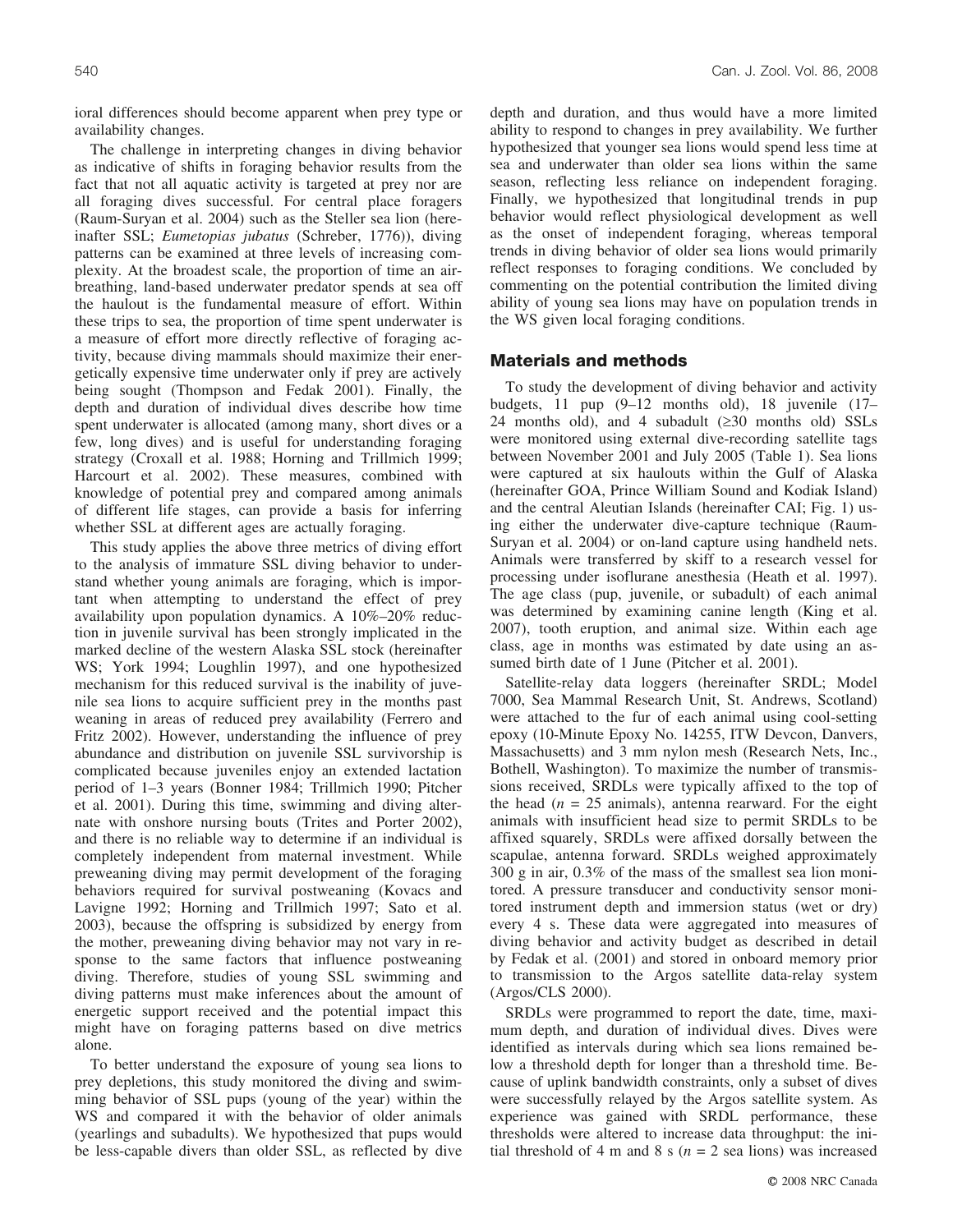ioral differences should become apparent when prey type or availability changes.

The challenge in interpreting changes in diving behavior as indicative of shifts in foraging behavior results from the fact that not all aquatic activity is targeted at prey nor are all foraging dives successful. For central place foragers (Raum-Suryan et al. 2004) such as the Steller sea lion (hereinafter SSL; *Eumetopias jubatus* (Schreber, 1776)), diving patterns can be examined at three levels of increasing complexity. At the broadest scale, the proportion of time an air-breathing, land-based underwater predator spends at sea off the haulout is the fundamental measure of effort. Within these trips to sea, the proportion of time spent underwater is a measure of effort more directly reflective of foraging activity, because diving mammals should maximize their energetically expensive time underwater only if prey are actively being sought (Thompson and Fedak 2001). Finally, the depth and duration of individual dives describe how time spent underwater is allocated (among many, short dives or a few, long dives) and is useful for understanding foraging strategy (Croxall et al. 1988; Horning and Trillmich 1999; Harcourt et al. 2002). These measures, combined with knowledge of potential prey and compared among animals of different life stages, can provide a basis for inferring whether SSL at different ages are actually foraging.

This study applies the above three metrics of diving effort to the analysis of immature SSL diving behavior to understand whether young animals are foraging, which is important when attempting to understand the effect of prey availability upon population dynamics. A 10%–20% reduction in juvenile survival has been strongly implicated in the marked decline of the western Alaska SSL stock (hereinafter WS; York 1994; Loughlin 1997), and one hypothesized mechanism for this reduced survival is the inability of juvenile sea lions to acquire sufficient prey in the months past weaning in areas of reduced prey availability (Ferrero and Fritz 2002). However, understanding the influence of prey abundance and distribution on juvenile SSL survivorship is complicated because juveniles enjoy an extended lactation period of 1–3 years (Bonner 1984; Trillmich 1990; Pitcher et al. 2001). During this time, swimming and diving alternate with onshore nursing bouts (Trites and Porter 2002), and there is no reliable way to determine if an individual is completely independent from maternal investment. While preweaning diving may permit development of the foraging behaviors required for survival postweaning (Kovacs and Lavigne 1992; Horning and Trillmich 1997; Sato et al. 2003), because the offspring is subsidized by energy from the mother, preweaning diving behavior may not vary in response to the same factors that influence postweaning diving. Therefore, studies of young SSL swimming and diving patterns must make inferences about the amount of energetic support received and the potential impact this might have on foraging patterns based on dive metrics alone.

To better understand the exposure of young sea lions to prey depletions, this study monitored the diving and swimming behavior of SSL pups (young of the year) within the WS and compared it with the behavior of older animals (yearlings and subadults). We hypothesized that pups would be less-capable divers than older SSL, as reflected by dive depth and duration, and thus would have a more limited ability to respond to changes in prey availability. We further hypothesized that younger sea lions would spend less time at sea and underwater than older sea lions within the same season, reflecting less reliance on independent foraging. Finally, we hypothesized that longitudinal trends in pup behavior would reflect physiological development as well as the onset of independent foraging, whereas temporal trends in diving behavior of older sea lions would primarily reflect responses to foraging conditions. We concluded by commenting on the potential contribution the limited diving ability of young sea lions may have on population trends in the WS given local foraging conditions.

## Materials and methods

To study the development of diving behavior and activity budgets, 11 pup (9–12 months old), 18 juvenile (17–24 months old), and 4 subadult (≥30 months old) SSLs were monitored using external dive-recording satellite tags between November 2001 and July 2005 (Table 1). Sea lions were captured at six haulouts within the Gulf of Alaska (hereinafter GOA, Prince William Sound and Kodiak Island) and the central Aleutian Islands (hereinafter CAI; Fig. 1) using either the underwater dive-capture technique (Raum-Suryan et al. 2004) or on-land capture using handheld nets. Animals were transferred by skiff to a research vessel for processing under isoflurane anesthesia (Heath et al. 1997). The age class (pup, juvenile, or subadult) of each animal was determined by examining canine length (King et al. 2007), tooth eruption, and animal size. Within each age class, age in months was estimated by date using an assumed birth date of 1 June (Pitcher et al. 2001).

Satellite-relay data loggers (hereinafter SRDL; Model 7000, Sea Mammal Research Unit, St. Andrews, Scotland) were attached to the fur of each animal using cool-setting epoxy (10-Minute Epoxy No. 14255, ITW Devcon, Danvers, Massachusetts) and 3 mm nylon mesh (Research Nets, Inc., Bothell, Washington). To maximize the number of transmissions, SRDLs were typically affixed to the top of the head ($n$ = 25 animals), antenna rearward. For the eight animals with insufficient head size to permit SRDLs to be affixed squarely, SRDLs were affixed dorsally between the scapulae, antenna forward. SRDLs weighed approximately 300 g in air, 0.3% of the mass of the smallest sea lion monitored. A pressure transducer and conductivity sensor monitored instrument depth and immersion status (wet or dry) every 4 s. These data were aggregated into measures of diving behavior and activity budget as described in detail by Fedak et al. (2001) and stored in onboard memory prior to transmission to the Argos satellite data-relay system (Argos/CLS 2000).

SRDLs were programmed to report the date, time, maximum depth, and duration of individual dives. Dives were identified as intervals during which sea lions remained below a threshold depth for longer than a threshold time. Because of uplink bandwidth constraints, only a subset of dives were successfully relayed by the Argos satellite system. As experience was gained with SRDL performance, these thresholds were altered to increase data throughput: the initial threshold of 4 m and 8 s ($n$ = 2 sea lions) was increased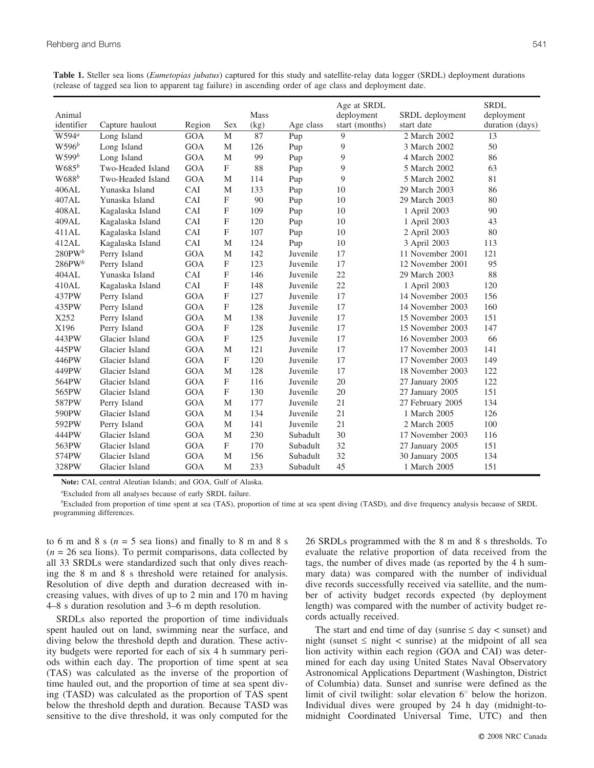**Table 1.** Steller sea lions (*Eumetopias jubatus*) captured for this study and satellite-relay data logger (SRDL) deployment durations (release of tagged sea lion to apparent tag failure) in ascending order of age class and deployment date.

| Animal identifier | Capture haulout | Region | Sex | Mass (kg) | Age class | Age at SRDL deployment start (months) | SRDL deployment start date | SRDL deployment duration (days) |
|---|---|---|---|---|---|---|---|---|
| W594[a] | Long Island | GOA | M | 87 | Pup | 9 | 2 March 2002 | 13 |
| W596[b] | Long Island | GOA | M | 126 | Pup | 9 | 3 March 2002 | 50 |
| W599[b] | Long Island | GOA | M | 99 | Pup | 9 | 4 March 2002 | 86 |
| W685[b] | Two-Headed Island | GOA | F | 88 | Pup | 9 | 5 March 2002 | 63 |
| W688[b] | Two-Headed Island | GOA | M | 114 | Pup | 9 | 5 March 2002 | 81 |
| 406AL | Yunaska Island | CAI | M | 133 | Pup | 10 | 29 March 2003 | 86 |
| 407AL | Yunaska Island | CAI | F | 90 | Pup | 10 | 29 March 2003 | 80 |
| 408AL | Kagalaska Island | CAI | F | 109 | Pup | 10 | 1 April 2003 | 90 |
| 409AL | Kagalaska Island | CAI | F | 120 | Pup | 10 | 1 April 2003 | 43 |
| 411AL | Kagalaska Island | CAI | F | 107 | Pup | 10 | 2 April 2003 | 80 |
| 412AL | Kagalaska Island | CAI | M | 124 | Pup | 10 | 3 April 2003 | 113 |
| 280PW[b] | Perry Island | GOA | M | 142 | Juvenile | 17 | 11 November 2001 | 121 |
| 286PW[b] | Perry Island | GOA | F | 123 | Juvenile | 17 | 12 November 2001 | 95 |
| 404AL | Yunaska Island | CAI | F | 146 | Juvenile | 22 | 29 March 2003 | 88 |
| 410AL | Kagalaska Island | CAI | F | 148 | Juvenile | 22 | 1 April 2003 | 120 |
| 437PW | Perry Island | GOA | F | 127 | Juvenile | 17 | 14 November 2003 | 156 |
| 435PW | Perry Island | GOA | F | 128 | Juvenile | 17 | 14 November 2003 | 160 |
| X252 | Perry Island | GOA | M | 138 | Juvenile | 17 | 15 November 2003 | 151 |
| X196 | Perry Island | GOA | F | 128 | Juvenile | 17 | 15 November 2003 | 147 |
| 443PW | Glacier Island | GOA | F | 125 | Juvenile | 17 | 16 November 2003 | 66 |
| 445PW | Glacier Island | GOA | M | 121 | Juvenile | 17 | 17 November 2003 | 141 |
| 446PW | Glacier Island | GOA | F | 120 | Juvenile | 17 | 17 November 2003 | 149 |
| 449PW | Glacier Island | GOA | M | 128 | Juvenile | 17 | 18 November 2003 | 122 |
| 564PW | Glacier Island | GOA | F | 116 | Juvenile | 20 | 27 January 2005 | 122 |
| 565PW | Glacier Island | GOA | F | 130 | Juvenile | 20 | 27 January 2005 | 151 |
| 587PW | Perry Island | GOA | M | 177 | Juvenile | 21 | 27 February 2005 | 134 |
| 590PW | Glacier Island | GOA | M | 134 | Juvenile | 21 | 1 March 2005 | 126 |
| 592PW | Perry Island | GOA | M | 141 | Juvenile | 21 | 2 March 2005 | 100 |
| 444PW | Glacier Island | GOA | M | 230 | Subadult | 30 | 17 November 2003 | 116 |
| 563PW | Glacier Island | GOA | F | 170 | Subadult | 32 | 27 January 2005 | 151 |
| 574PW | Glacier Island | GOA | M | 156 | Subadult | 32 | 30 January 2005 | 134 |
| 328PW | Glacier Island | GOA | M | 233 | Subadult | 45 | 1 March 2005 | 151 |

**Note:** CAI, central Aleutian Islands; and GOA, Gulf of Alaska.

[a]Excluded from all analyses because of early SRDL failure.

[b]Excluded from proportion of time spent at sea (TAS), proportion of time at sea spent diving (TASD), and dive frequency analysis because of SRDL programming differences.

to 6 m and 8 s ($n = 5$ sea lions) and finally to 8 m and 8 s ($n = 26$ sea lions). To permit comparisons, data collected by all 33 SRDLs were standardized such that only dives reaching the 8 m and 8 s threshold were retained for analysis. Resolution of dive depth and duration decreased with increasing values, with dives of up to 2 min and 170 m having 4–8 s duration resolution and 3–6 m depth resolution.

SRDLs also reported the proportion of time individuals spent hauled out on land, swimming near the surface, and diving below the threshold depth and duration. These activity budgets were reported for each of six 4 h summary periods within each day. The proportion of time spent at sea (TAS) was calculated as the inverse of the proportion of time hauled out, and the proportion of time at sea spent diving (TASD) was calculated as the proportion of TAS spent below the threshold depth and duration. Because TASD was sensitive to the dive threshold, it was only computed for the 26 SRDLs programmed with the 8 m and 8 s thresholds. To evaluate the relative proportion of data received from the tags, the number of dives made (as reported by the 4 h summary data) was compared with the number of individual dive records successfully received via satellite, and the number of activity budget records expected (by deployment length) was compared with the number of activity budget records actually received.

The start and end time of day (sunrise ≤ day < sunset) and night (sunset ≤ night < sunrise) at the midpoint of all sea lion activity within each region (GOA and CAI) was determined for each day using United States Naval Observatory Astronomical Applications Department (Washington, District of Columbia) data. Sunset and sunrise were defined as the limit of civil twilight: solar elevation 6° below the horizon. Individual dives were grouped by 24 h day (midnight-to-midnight Coordinated Universal Time, UTC) and then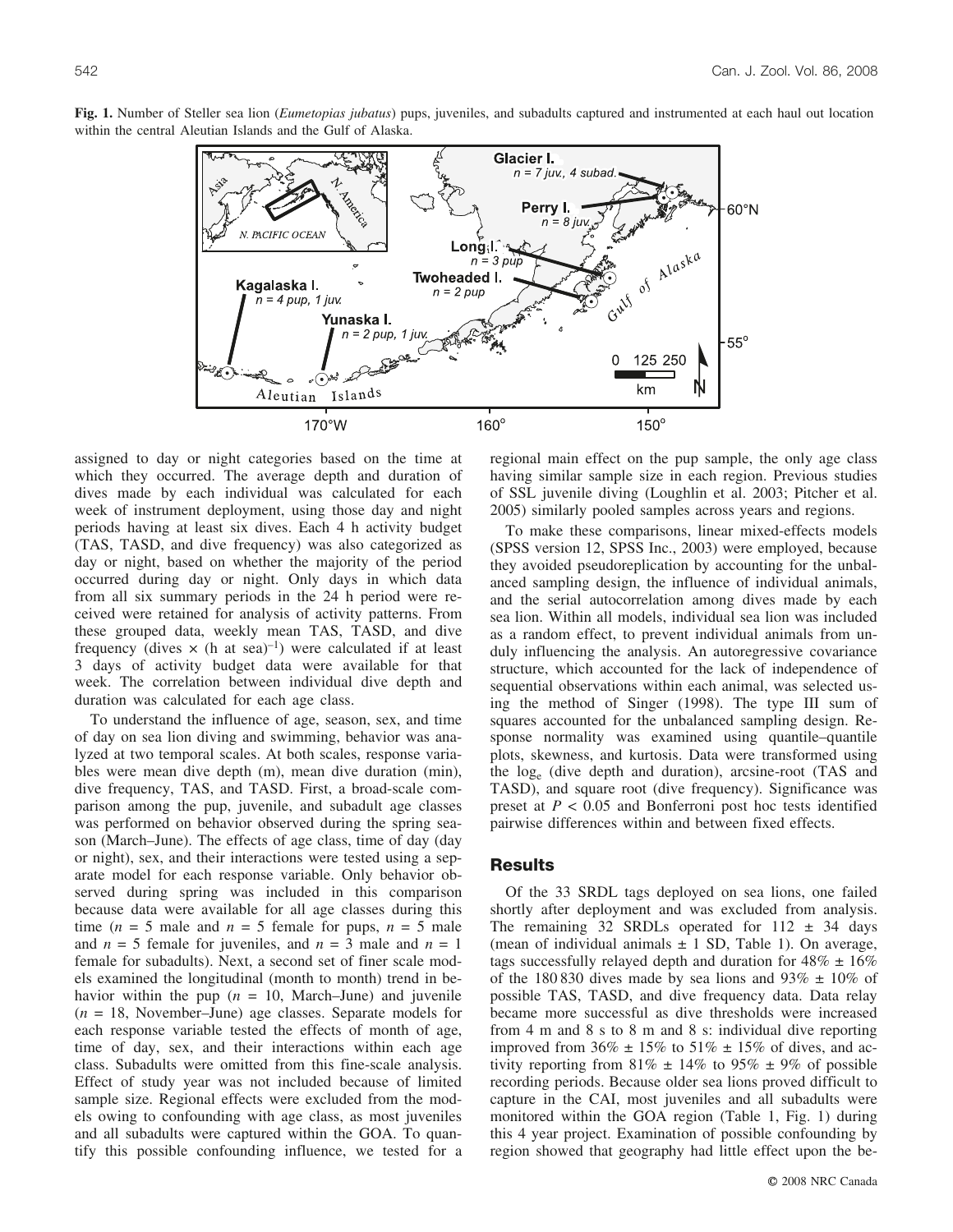**Fig. 1.** Number of Steller sea lion (*Eumetopias jubatus*) pups, juveniles, and subadults captured and instrumented at each haul out location within the central Aleutian Islands and the Gulf of Alaska.

assigned to day or night categories based on the time at which they occurred. The average depth and duration of dives made by each individual was calculated for each week of instrument deployment, using those day and night periods having at least six dives. Each 4 h activity budget (TAS, TASD, and dive frequency) was also categorized as day or night, based on whether the majority of the period occurred during day or night. Only days in which data from all six summary periods in the 24 h period were received were retained for analysis of activity patterns. From these grouped data, weekly mean TAS, TASD, and dive frequency (dives × (h at sea)$^{-1}$) were calculated if at least 3 days of activity budget data were available for that week. The correlation between individual dive depth and duration was calculated for each age class.

To understand the influence of age, season, sex, and time of day on sea lion diving and swimming, behavior was analyzed at two temporal scales. At both scales, response variables were mean dive depth (m), mean dive duration (min), dive frequency, TAS, and TASD. First, a broad-scale comparison among the pup, juvenile, and subadult age classes was performed on behavior observed during the spring season (March–June). The effects of age class, time of day (day or night), sex, and their interactions were tested using a separate model for each response variable. Only behavior observed during spring was included in this comparison because data were available for all age classes during this time ($n$ = 5 male and $n$ = 5 female for pups, $n$ = 5 male and $n$ = 5 female for juveniles, and $n$ = 3 male and $n$ = 1 female for subadults). Next, a second set of finer scale models examined the longitudinal (month to month) trend in behavior within the pup ($n$ = 10, March–June) and juvenile ($n$ = 18, November–June) age classes. Separate models for each response variable tested the effects of month of age, time of day, sex, and their interactions within each age class. Subadults were omitted from this fine-scale analysis. Effect of study year was not included because of limited sample size. Regional effects were excluded from the models owing to confounding with age class, as most juveniles and all subadults were captured within the GOA. To quantify this possible confounding influence, we tested for a regional main effect on the pup sample, the only age class having similar sample size in each region. Previous studies of SSL juvenile diving (Loughlin et al. 2003; Pitcher et al. 2005) similarly pooled samples across years and regions.

To make these comparisons, linear mixed-effects models (SPSS version 12, SPSS Inc., 2003) were employed, because they avoided pseudoreplication by accounting for the unbalanced sampling design, the influence of individual animals, and the serial autocorrelation among dives made by each sea lion. Within all models, individual sea lion was included as a random effect, to prevent individual animals from unduly influencing the analysis. An autoregressive covariance structure, which accounted for the lack of independence of sequential observations within each animal, was selected using the method of Singer (1998). The type III sum of squares accounted for the unbalanced sampling design. Response normality was examined using quantile–quantile plots, skewness, and kurtosis. Data were transformed using the log$_e$ (dive depth and duration), arcsine-root (TAS and TASD), and square root (dive frequency). Significance was preset at $P < 0.05$ and Bonferroni post hoc tests identified pairwise differences within and between fixed effects.

## Results

Of the 33 SRDL tags deployed on sea lions, one failed shortly after deployment and was excluded from analysis. The remaining 32 SRDLs operated for 112 ± 34 days (mean of individual animals ± 1 SD, Table 1). On average, tags successfully relayed depth and duration for 48% ± 16% of the 180 830 dives made by sea lions and 93% ± 10% of possible TAS, TASD, and dive frequency data. Data relay became more successful as dive thresholds were increased from 4 m and 8 s to 8 m and 8 s: individual dive reporting improved from 36% ± 15% to 51% ± 15% of dives, and activity reporting from 81% ± 14% to 95% ± 9% of possible recording periods. Because older sea lions proved difficult to capture in the CAI, most juveniles and all subadults were monitored within the GOA region (Table 1, Fig. 1) during this 4 year project. Examination of possible confounding by region showed that geography had little effect upon the be-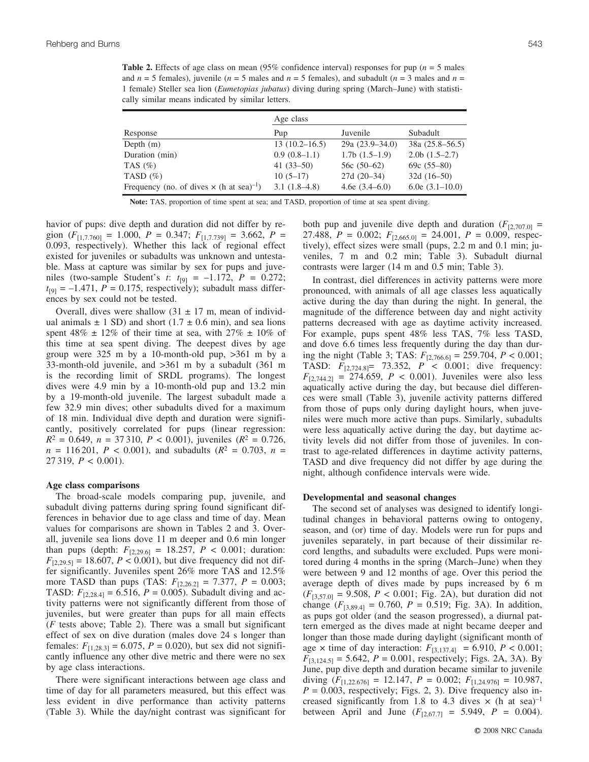**Table 2.** Effects of age class on mean (95% confidence interval) responses for pup ($n$ = 5 males and $n$ = 5 females), juvenile ($n$ = 5 males and $n$ = 5 females), and subadult ($n$ = 3 males and $n$ = 1 female) Steller sea lion (*Eumetopias jubatus*) diving during spring (March–June) with statistically similar means indicated by similar letters.

| | Age class | | |
|---|---|---|---|
| Response | Pup | Juvenile | Subadult |
| Depth (m) | 13 (10.2–16.5) | 29a (23.9–34.0) | 38a (25.8–56.5) |
| Duration (min) | 0.9 (0.8–1.1) | 1.7b (1.5–1.9) | 2.0b (1.5–2.7) |
| TAS (%) | 41 (33–50) | 56c (50–62) | 69c (55–80) |
| TASD (%) | 10 (5–17) | 27d (20–34) | 32d (16–50) |
| Frequency (no. of dives × (h at sea)$^{-1}$) | 3.1 (1.8–4.8) | 4.6e (3.4–6.0) | 6.0e (3.1–10.0) |

**Note:** TAS, proportion of time spent at sea; and TASD, proportion of time at sea spent diving.

havior of pups: dive depth and duration did not differ by region ($F_{[1,7.760]}$ = 1.000, $P$ = 0.347; $F_{[1,7.739]}$ = 3.662, $P$ = 0.093, respectively). Whether this lack of regional effect existed for juveniles or subadults was unknown and untestable. Mass at capture was similar by sex for pups and juveniles (two-sample Student's $t$: $t_{[9]}$ = –1.172, $P$ = 0.272; $t_{[9]}$ = –1.471, $P$ = 0.175, respectively); subadult mass differences by sex could not be tested.

Overall, dives were shallow (31 ± 17 m, mean of individual animals ± 1 SD) and short (1.7 ± 0.6 min), and sea lions spent 48% ± 12% of their time at sea, with 27% ± 10% of this time at sea spent diving. The deepest dives by age group were 325 m by a 10-month-old pup, >361 m by a 33-month-old juvenile, and >361 m by a subadult (361 m is the recording limit of SRDL programs). The longest dives were 4.9 min by a 10-month-old pup and 13.2 min by a 19-month-old juvenile. The largest subadult made a few 32.9 min dives; other subadults dived for a maximum of 18 min. Individual dive depth and duration were significantly, positively correlated for pups (linear regression: $R^2$ = 0.649, $n$ = 37 310, $P$ < 0.001), juveniles ($R^2$ = 0.726, $n$ = 116 201, $P$ < 0.001), and subadults ($R^2$ = 0.703, $n$ = 27 319, $P$ < 0.001).

### Age class comparisons

The broad-scale models comparing pup, juvenile, and subadult diving patterns during spring found significant differences in behavior due to age class and time of day. Mean values for comparisons are shown in Tables 2 and 3. Overall, juvenile sea lions dove 11 m deeper and 0.6 min longer than pups (depth: $F_{[2,29.6]}$ = 18.257, $P$ < 0.001; duration: $F_{[2,29.5]}$ = 18.607, $P$ < 0.001), but dive frequency did not differ significantly. Juveniles spent 26% more TAS and 12.5% more TASD than pups (TAS: $F_{[2,26.2]}$ = 7.377, $P$ = 0.003; TASD: $F_{[2,28.4]}$ = 6.516, $P$ = 0.005). Subadult diving and activity patterns were not significantly different from those of juveniles, but were greater than pups for all main effects ($F$ tests above; Table 2). There was a small but significant effect of sex on dive duration (males dove 24 s longer than females: $F_{[1,28.3]}$ = 6.075, $P$ = 0.020), but sex did not significantly influence any other dive metric and there were no sex by age class interactions.

There were significant interactions between age class and time of day for all parameters measured, but this effect was less evident in dive performance than activity patterns (Table 3). While the day/night contrast was significant for both pup and juvenile dive depth and duration ($F_{[2,707.0]}$ = 27.488, $P$ = 0.002; $F_{[2,665.0]}$ = 24.001, $P$ = 0.009, respectively), effect sizes were small (pups, 2.2 m and 0.1 min; juveniles, 7 m and 0.2 min; Table 3). Subadult diurnal contrasts were larger (14 m and 0.5 min; Table 3).

In contrast, diel differences in activity patterns were more pronounced, with animals of all age classes less aquatically active during the day than during the night. In general, the magnitude of the difference between day and night activity patterns decreased with age as daytime activity increased. For example, pups spent 48% less TAS, 7% less TASD, and dove 6.6 times less frequently during the day than during the night (Table 3; TAS: $F_{[2,766.6]}$ = 259.704, $P$ < 0.001; TASD: $F_{[2,724.8]}$= 73.352, $P$ < 0.001; dive frequency: $F_{[2,744.2]}$ = 274.659, $P$ < 0.001). Juveniles were also less aquatically active during the day, but because diel differences were small (Table 3), juvenile activity patterns differed from those of pups only during daylight hours, when juveniles were much more active than pups. Similarly, subadults were less aquatically active during the day, but daytime activity levels did not differ from those of juveniles. In contrast to age-related differences in daytime activity patterns, TASD and dive frequency did not differ by age during the night, although confidence intervals were wide.

### Developmental and seasonal changes

The second set of analyses was designed to identify longitudinal changes in behavioral patterns owing to ontogeny, season, and (or) time of day. Models were run for pups and juveniles separately, in part because of their dissimilar record lengths, and subadults were excluded. Pups were monitored during 4 months in the spring (March–June) when they were between 9 and 12 months of age. Over this period the average depth of dives made by pups increased by 6 m ($F_{[3,57.0]}$ = 9.508, $P$ < 0.001; Fig. 2A), but duration did not change ($F_{[3,89.4]}$ = 0.760, $P$ = 0.519; Fig. 3A). In addition, as pups got older (and the season progressed), a diurnal pattern emerged as the dives made at night became deeper and longer than those made during daylight (significant month of age × time of day interaction: $F_{[3,137.4]}$ = 6.910, $P$ < 0.001; $F_{[3,124.5]}$ = 5.642, $P$ = 0.001, respectively; Figs. 2A, 3A). By June, pup dive depth and duration became similar to juvenile diving ($F_{[1,22.676]}$ = 12.147, $P$ = 0.002; $F_{[1,24.976]}$ = 10.987, $P$ = 0.003, respectively; Figs. 2, 3). Dive frequency also increased significantly from 1.8 to 4.3 dives × (h at sea)$^{-1}$ between April and June ($F_{[2,67.7]}$ = 5.949, $P$ = 0.004).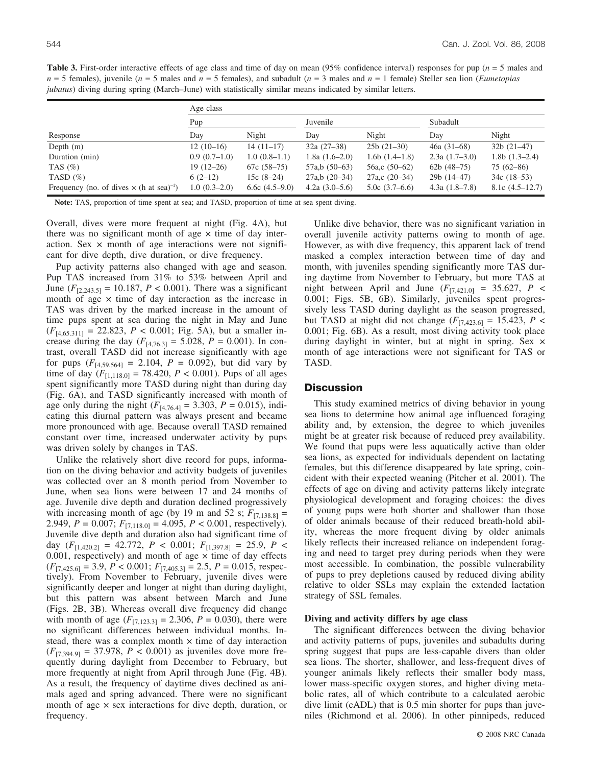**Table 3.** First-order interactive effects of age class and time of day on mean (95% confidence interval) responses for pup ($n$ = 5 males and $n$ = 5 females), juvenile ($n$ = 5 males and $n$ = 5 females), and subadult ($n$ = 3 males and $n$ = 1 female) Steller sea lion (*Eumetopias jubatus*) diving during spring (March–June) with statistically similar means indicated by similar letters.

| | Age class | | | | | |
|---|---|---|---|---|---|---|
| | Pup | | Juvenile | | Subadult | |
| Response | Day | Night | Day | Night | Day | Night |
| Depth (m) | 12 (10–16) | 14 (11–17) | 32a (27–38) | 25b (21–30) | 46a (31–68) | 32b (21–47) |
| Duration (min) | 0.9 (0.7–1.0) | 1.0 (0.8–1.1) | 1.8a (1.6–2.0) | 1.6b (1.4–1.8) | 2.3a (1.7–3.0) | 1.8b (1.3–2.4) |
| TAS (%) | 19 (12–26) | 67c (58–75) | 57a,b (50–63) | 56a,c (50–62) | 62b (48–75) | 75 (62–86) |
| TASD (%) | 6 (2–12) | 15c (8–24) | 27a,b (20–34) | 27a,c (20–34) | 29b (14–47) | 34c (18–53) |
| Frequency (no. of dives × (h at sea)$^{-1}$) | 1.0 (0.3–2.0) | 6.6c (4.5–9.0) | 4.2a (3.0–5.6) | 5.0c (3.7–6.6) | 4.3a (1.8–7.8) | 8.1c (4.5–12.7) |

**Note:** TAS, proportion of time spent at sea; and TASD, proportion of time at sea spent diving.

Overall, dives were more frequent at night (Fig. 4A), but there was no significant month of age × time of day interaction. Sex × month of age interactions were not significant for dive depth, dive duration, or dive frequency.

Pup activity patterns also changed with age and season. Pup TAS increased from 31% to 53% between April and June ($F_{[2,243.5]}$ = 10.187, $P$ < 0.001). There was a significant month of age × time of day interaction as the increase in TAS was driven by the marked increase in the amount of time pups spent at sea during the night in May and June ($F_{[4,65.311]}$ = 22.823, $P$ < 0.001; Fig. 5A), but a smaller increase during the day ($F_{[4,76.3]}$ = 5.028, $P$ = 0.001). In contrast, overall TASD did not increase significantly with age for pups ($F_{[4,59.564]}$ = 2.104, $P$ = 0.092), but did vary by time of day ($F_{[1,118.0]}$ = 78.420, $P$ < 0.001). Pups of all ages spent significantly more TASD during night than during day (Fig. 6A), and TASD significantly increased with month of age only during the night ($F_{[4,76.4]}$ = 3.303, $P$ = 0.015), indicating this diurnal pattern was always present and became more pronounced with age. Because overall TASD remained constant over time, increased underwater activity by pups was driven solely by changes in TAS.

Unlike the relatively short dive record for pups, information on the diving behavior and activity budgets of juveniles was collected over an 8 month period from November to June, when sea lions were between 17 and 24 months of age. Juvenile dive depth and duration declined progressively with increasing month of age (by 19 m and 52 s; $F_{[7,138.8]}$ = 2.949, $P$ = 0.007; $F_{[7,118.0]}$ = 4.095, $P$ < 0.001, respectively). Juvenile dive depth and duration also had significant time of day ($F_{[1,420.2]}$ = 42.772, $P$ < 0.001; $F_{[1,397.8]}$ = 25.9, $P$ < 0.001, respectively) and month of age × time of day effects ($F_{[7,425.6]}$ = 3.9, $P$ < 0.001; $F_{[7,405.3]}$ = 2.5, $P$ = 0.015, respectively). From November to February, juvenile dives were significantly deeper and longer at night than during daylight, but this pattern was absent between March and June (Figs. 2B, 3B). Whereas overall dive frequency did change with month of age ($F_{[7,123.3]}$ = 2.306, $P$ = 0.030), there were no significant differences between individual months. Instead, there was a complex month × time of day interaction ($F_{[7,394.9]}$ = 37.978, $P$ < 0.001) as juveniles dove more frequently during daylight from December to February, but more frequently at night from April through June (Fig. 4B). As a result, the frequency of daytime dives declined as animals aged and spring advanced. There were no significant month of age × sex interactions for dive depth, duration, or frequency.

Unlike dive behavior, there was no significant variation in overall juvenile activity patterns owing to month of age. However, as with dive frequency, this apparent lack of trend masked a complex interaction between time of day and month, with juveniles spending significantly more TAS during daytime from November to February, but more TAS at night between April and June ($F_{[7,421.0]}$ = 35.627, $P$ < 0.001; Figs. 5B, 6B). Similarly, juveniles spent progressively less TASD during daylight as the season progressed, but TASD at night did not change ($F_{[7,423.6]}$ = 15.423, $P$ < 0.001; Fig. 6B). As a result, most diving activity took place during daylight in winter, but at night in spring. Sex × month of age interactions were not significant for TAS or TASD.

## Discussion

This study examined metrics of diving behavior in young sea lions to determine how animal age influenced foraging ability and, by extension, the degree to which juveniles might be at greater risk because of reduced prey availability. We found that pups were less aquatically active than older sea lions, as expected for individuals dependent on lactating females, but this difference disappeared by late spring, coincident with their expected weaning (Pitcher et al. 2001). The effects of age on diving and activity patterns likely integrate physiological development and foraging choices: the dives of young pups were both shorter and shallower than those of older animals because of their reduced breath-hold ability, whereas the more frequent diving by older animals likely reflects their increased reliance on independent foraging and need to target prey during periods when they were most accessible. In combination, the possible vulnerability of pups to prey depletions caused by reduced diving ability relative to older SSLs may explain the extended lactation strategy of SSL females.

### Diving and activity differs by age class

The significant differences between the diving behavior and activity patterns of pups, juveniles and subadults during spring suggest that pups are less-capable divers than older sea lions. The shorter, shallower, and less-frequent dives of younger animals likely reflects their smaller body mass, lower mass-specific oxygen stores, and higher diving metabolic rates, all of which contribute to a calculated aerobic dive limit (cADL) that is 0.5 min shorter for pups than juveniles (Richmond et al. 2006). In other pinnipeds, reduced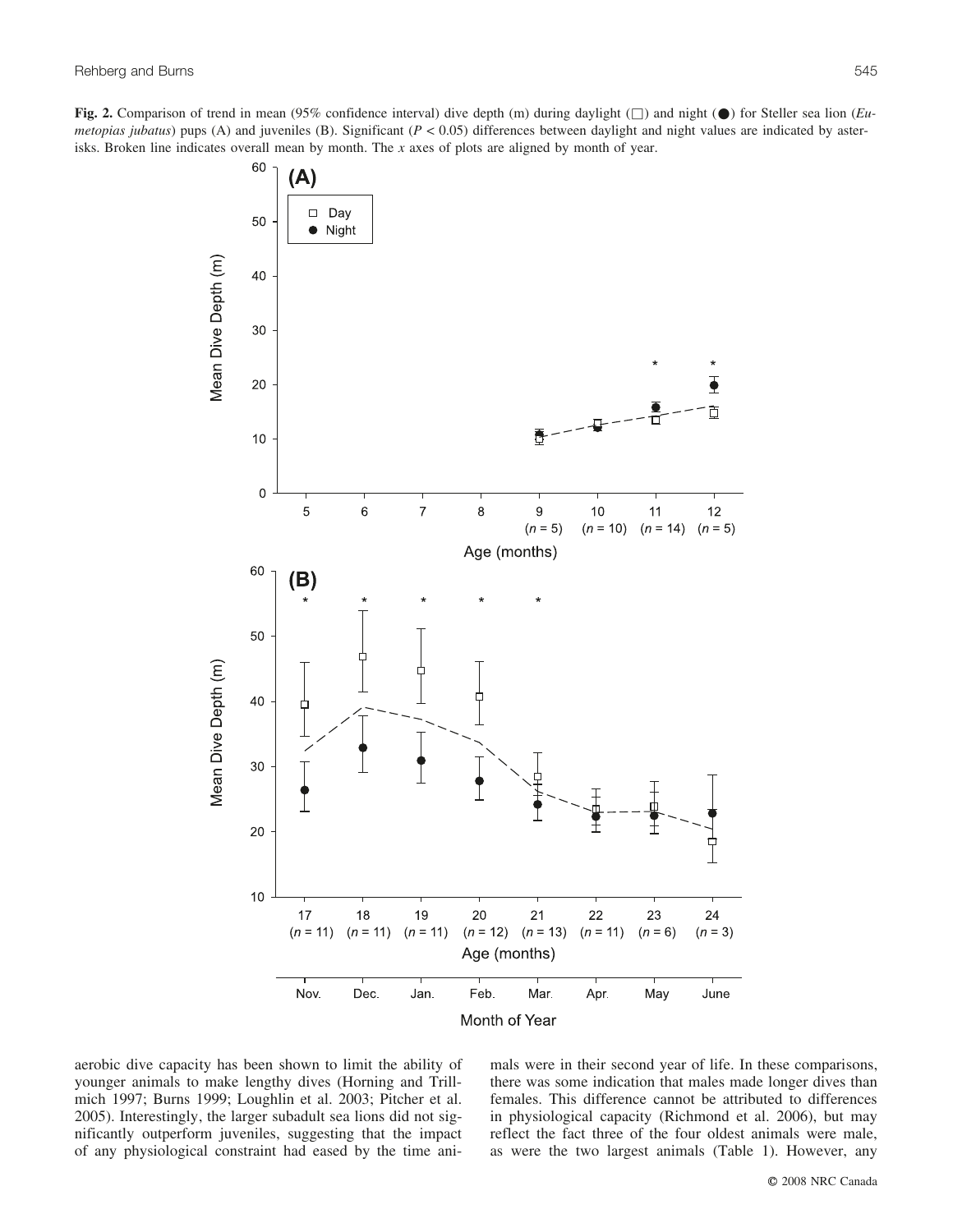**Fig. 2.** Comparison of trend in mean (95% confidence interval) dive depth (m) during daylight (□) and night (●) for Steller sea lion (*Eumetopias jubatus*) pups (A) and juveniles (B). Significant ($P < 0.05$) differences between daylight and night values are indicated by asterisks. Broken line indicates overall mean by month. The *x* axes of plots are aligned by month of year.

aerobic dive capacity has been shown to limit the ability of younger animals to make lengthy dives (Horning and Trillmich 1997; Burns 1999; Loughlin et al. 2003; Pitcher et al. 2005). Interestingly, the larger subadult sea lions did not significantly outperform juveniles, suggesting that the impact of any physiological constraint had eased by the time animals were in their second year of life. In these comparisons, there was some indication that males made longer dives than females. This difference cannot be attributed to differences in physiological capacity (Richmond et al. 2006), but may reflect the fact three of the four oldest animals were male, as were the two largest animals (Table 1). However, any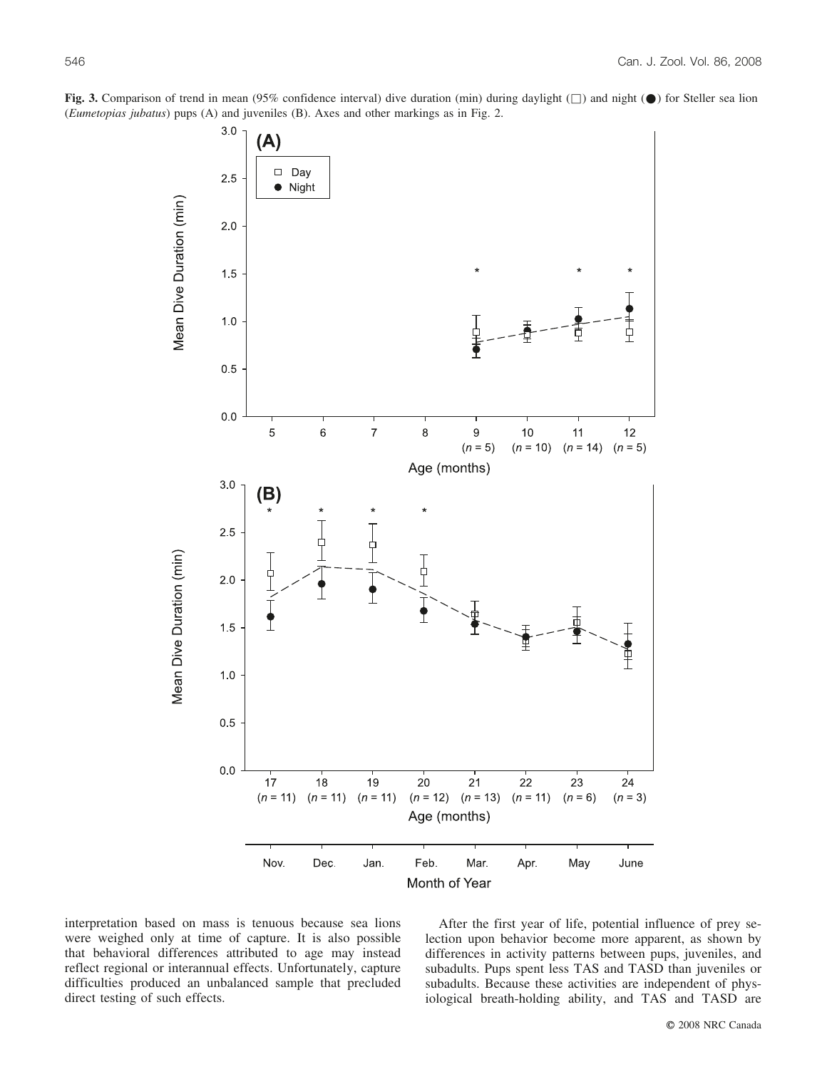**Fig. 3.** Comparison of trend in mean (95% confidence interval) dive duration (min) during daylight (□) and night (●) for Steller sea lion (*Eumetopias jubatus*) pups (A) and juveniles (B). Axes and other markings as in Fig. 2.

interpretation based on mass is tenuous because sea lions were weighed only at time of capture. It is also possible that behavioral differences attributed to age may instead reflect regional or interannual effects. Unfortunately, capture difficulties produced an unbalanced sample that precluded direct testing of such effects.

After the first year of life, potential influence of prey selection upon behavior become more apparent, as shown by differences in activity patterns between pups, juveniles, and subadults. Pups spent less TAS and TASD than juveniles or subadults. Because these activities are independent of physiological breath-holding ability, and TAS and TASD are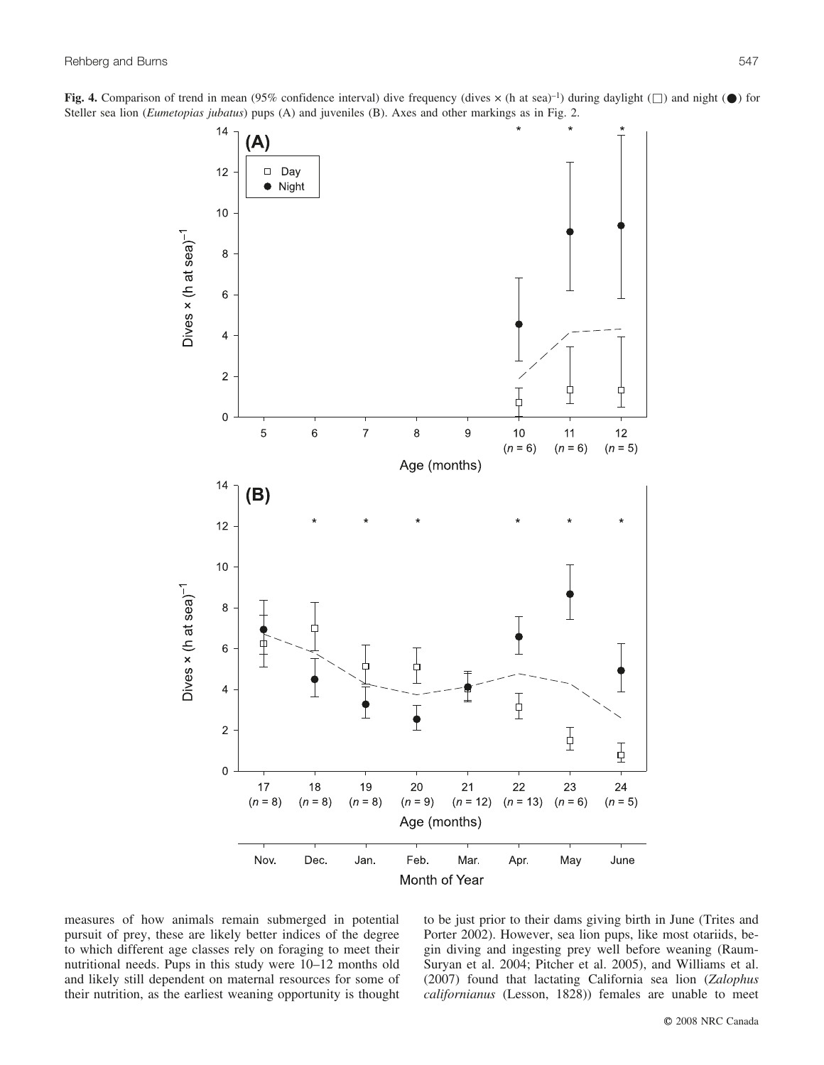**Fig. 4.** Comparison of trend in mean (95% confidence interval) dive frequency (dives × (h at sea)$^{-1}$) during daylight (□) and night (●) for Steller sea lion (*Eumetopias jubatus*) pups (A) and juveniles (B). Axes and other markings as in Fig. 2.

measures of how animals remain submerged in potential pursuit of prey, these are likely better indices of the degree to which different age classes rely on foraging to meet their nutritional needs. Pups in this study were 10–12 months old and likely still dependent on maternal resources for some of their nutrition, as the earliest weaning opportunity is thought to be just prior to their dams giving birth in June (Trites and Porter 2002). However, sea lion pups, like most otariids, begin diving and ingesting prey well before weaning (Raum-Suryan et al. 2004; Pitcher et al. 2005), and Williams et al. (2007) found that lactating California sea lion (*Zalophus californianus* (Lesson, 1828)) females are unable to meet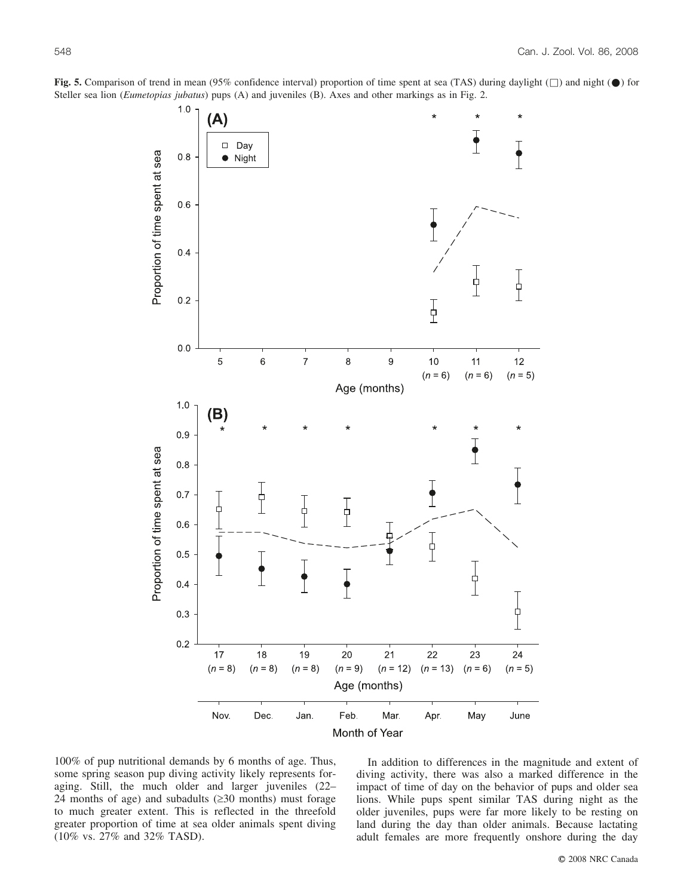**Fig. 5.** Comparison of trend in mean (95% confidence interval) proportion of time spent at sea (TAS) during daylight (□) and night (●) for Steller sea lion (*Eumetopias jubatus*) pups (A) and juveniles (B). Axes and other markings as in Fig. 2.

100% of pup nutritional demands by 6 months of age. Thus, some spring season pup diving activity likely represents foraging. Still, the much older and larger juveniles (22–24 months of age) and subadults (≥30 months) must forage to much greater extent. This is reflected in the threefold greater proportion of time at sea older animals spent diving (10% vs. 27% and 32% TASD).

In addition to differences in the magnitude and extent of diving activity, there was also a marked difference in the impact of time of day on the behavior of pups and older sea lions. While pups spent similar TAS during night as the older juveniles, pups were far more likely to be resting on land during the day than older animals. Because lactating adult females are more frequently onshore during the day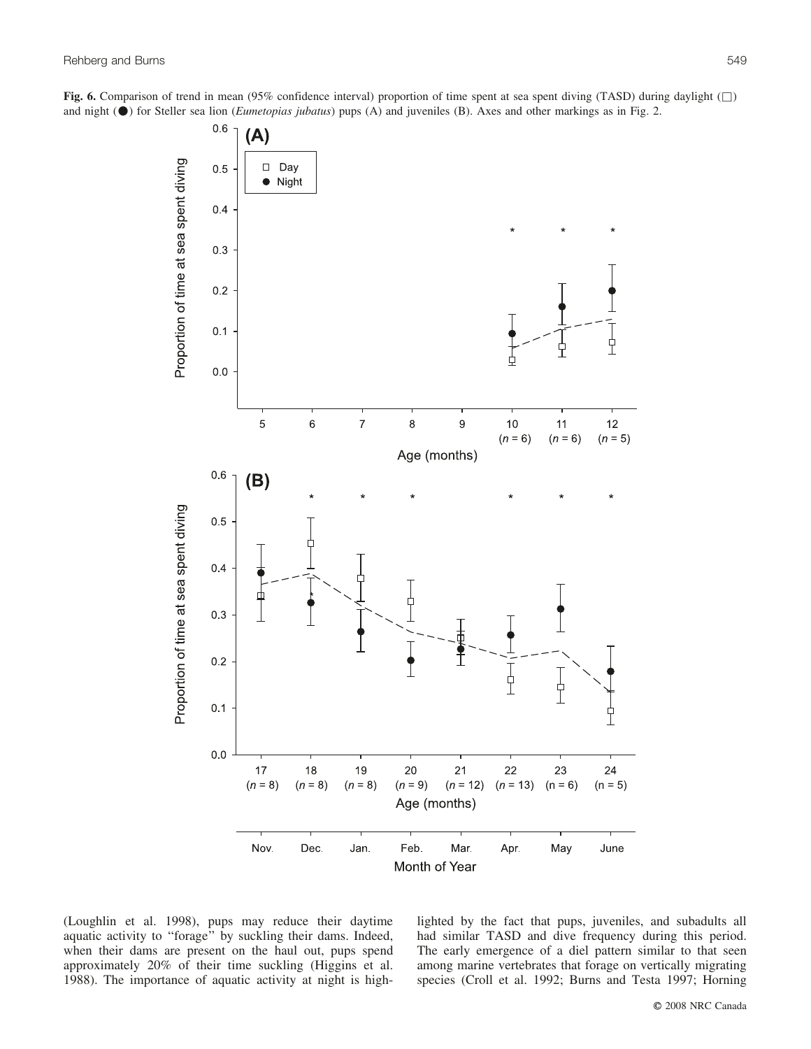**Fig. 6.** Comparison of trend in mean (95% confidence interval) proportion of time spent at sea spent diving (TASD) during daylight (□) and night (●) for Steller sea lion (*Eumetopias jubatus*) pups (A) and juveniles (B). Axes and other markings as in Fig. 2.

(Loughlin et al. 1998), pups may reduce their daytime aquatic activity to "forage" by suckling their dams. Indeed, when their dams are present on the haul out, pups spend approximately 20% of their time suckling (Higgins et al. 1988). The importance of aquatic activity at night is highlighted by the fact that pups, juveniles, and subadults all had similar TASD and dive frequency during this period. The early emergence of a diel pattern similar to that seen among marine vertebrates that forage on vertically migrating species (Croll et al. 1992; Burns and Testa 1997; Horning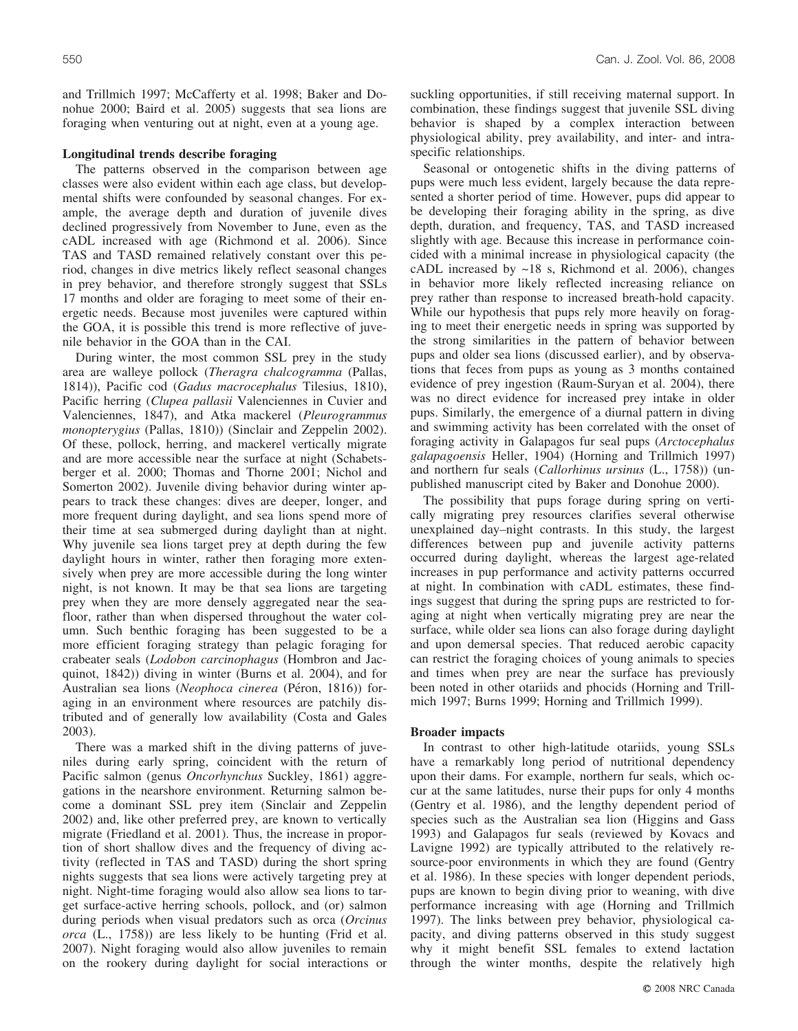and Trillmich 1997; McCafferty et al. 1998; Baker and Donohue 2000; Baird et al. 2005) suggests that sea lions are foraging when venturing out at night, even at a young age.

### Longitudinal trends describe foraging

The patterns observed in the comparison between age classes were also evident within each age class, but developmental shifts were confounded by seasonal changes. For example, the average depth and duration of juvenile dives declined progressively from November to June, even as the cADL increased with age (Richmond et al. 2006). Since TAS and TASD remained relatively constant over this period, changes in dive metrics likely reflect seasonal changes in prey behavior, and therefore strongly suggest that SSLs 17 months and older are foraging to meet some of their energetic needs. Because most juveniles were captured within the GOA, it is possible this trend is more reflective of juvenile behavior in the GOA than in the CAI.

During winter, the most common SSL prey in the study area are walleye pollock (*Theragra chalcogramma* (Pallas, 1814)), Pacific cod (*Gadus macrocephalus* Tilesius, 1810), Pacific herring (*Clupea pallasii* Valenciennes in Cuvier and Valenciennes, 1847), and Atka mackerel (*Pleurogrammus monopterygius* (Pallas, 1810)) (Sinclair and Zeppelin 2002). Of these, pollock, herring, and mackerel vertically migrate and are more accessible near the surface at night (Schabetsberger et al. 2000; Thomas and Thorne 2001; Nichol and Somerton 2002). Juvenile diving behavior during winter appears to track these changes: dives are deeper, longer, and more frequent during daylight, and sea lions spend more of their time at sea submerged during daylight than at night. Why juvenile sea lions target prey at depth during the few daylight hours in winter, rather then foraging more extensively when prey are more accessible during the long winter night, is not known. It may be that sea lions are targeting prey when they are more densely aggregated near the seafloor, rather than when dispersed throughout the water column. Such benthic foraging has been suggested to be a more efficient foraging strategy than pelagic foraging for crabeater seals (*Lodobon carcinophagus* (Hombron and Jacquinot, 1842)) diving in winter (Burns et al. 2004), and for Australian sea lions (*Neophoca cinerea* (Péron, 1816)) foraging in an environment where resources are patchily distributed and of generally low availability (Costa and Gales 2003).

There was a marked shift in the diving patterns of juveniles during early spring, coincident with the return of Pacific salmon (genus *Oncorhynchus* Suckley, 1861) aggregations in the nearshore environment. Returning salmon become a dominant SSL prey item (Sinclair and Zeppelin 2002) and, like other preferred prey, are known to vertically migrate (Friedland et al. 2001). Thus, the increase in proportion of short shallow dives and the frequency of diving activity (reflected in TAS and TASD) during the short spring nights suggests that sea lions were actively targeting prey at night. Night-time foraging would also allow sea lions to target surface-active herring schools, pollock, and (or) salmon during periods when visual predators such as orca (*Orcinus orca* (L., 1758)) are less likely to be hunting (Frid et al. 2007). Night foraging would also allow juveniles to remain on the rookery during daylight for social interactions or suckling opportunities, if still receiving maternal support. In combination, these findings suggest that juvenile SSL diving behavior is shaped by a complex interaction between physiological ability, prey availability, and inter- and intraspecific relationships.

Seasonal or ontogenetic shifts in the diving patterns of pups were much less evident, largely because the data represented a shorter period of time. However, pups did appear to be developing their foraging ability in the spring, as dive depth, duration, and frequency, TAS, and TASD increased slightly with age. Because this increase in performance coincided with a minimal increase in physiological capacity (the cADL increased by ~18 s, Richmond et al. 2006), changes in behavior more likely reflected increasing reliance on prey rather than response to increased breath-hold capacity. While our hypothesis that pups rely more heavily on foraging to meet their energetic needs in spring was supported by the strong similarities in the pattern of behavior between pups and older sea lions (discussed earlier), and by observations that feces from pups as young as 3 months contained evidence of prey ingestion (Raum-Suryan et al. 2004), there was no direct evidence for increased prey intake in older pups. Similarly, the emergence of a diurnal pattern in diving and swimming activity has been correlated with the onset of foraging activity in Galapagos fur seal pups (*Arctocephalus galapagoensis* Heller, 1904) (Horning and Trillmich 1997) and northern fur seals (*Callorhinus ursinus* (L., 1758)) (unpublished manuscript cited by Baker and Donohue 2000).

The possibility that pups forage during spring on vertically migrating prey resources clarifies several otherwise unexplained day–night contrasts. In this study, the largest differences between pup and juvenile activity patterns occurred during daylight, whereas the largest age-related increases in pup performance and activity patterns occurred at night. In combination with cADL estimates, these findings suggest that during the spring pups are restricted to foraging at night when vertically migrating prey are near the surface, while older sea lions can also forage during daylight and upon demersal species. That reduced aerobic capacity can restrict the foraging choices of young animals to species and times when prey are near the surface has previously been noted in other otariids and phocids (Horning and Trillmich 1997; Burns 1999; Horning and Trillmich 1999).

### Broader impacts

In contrast to other high-latitude otariids, young SSLs have a remarkably long period of nutritional dependency upon their dams. For example, northern fur seals, which occur at the same latitudes, nurse their pups for only 4 months (Gentry et al. 1986), and the lengthy dependent period of species such as the Australian sea lion (Higgins and Gass 1993) and Galapagos fur seals (reviewed by Kovacs and Lavigne 1992) are typically attributed to the relatively resource-poor environments in which they are found (Gentry et al. 1986). In these species with longer dependent periods, pups are known to begin diving prior to weaning, with dive performance increasing with age (Horning and Trillmich 1997). The links between prey behavior, physiological capacity, and diving patterns observed in this study suggest why it might benefit SSL females to extend lactation through the winter months, despite the relatively high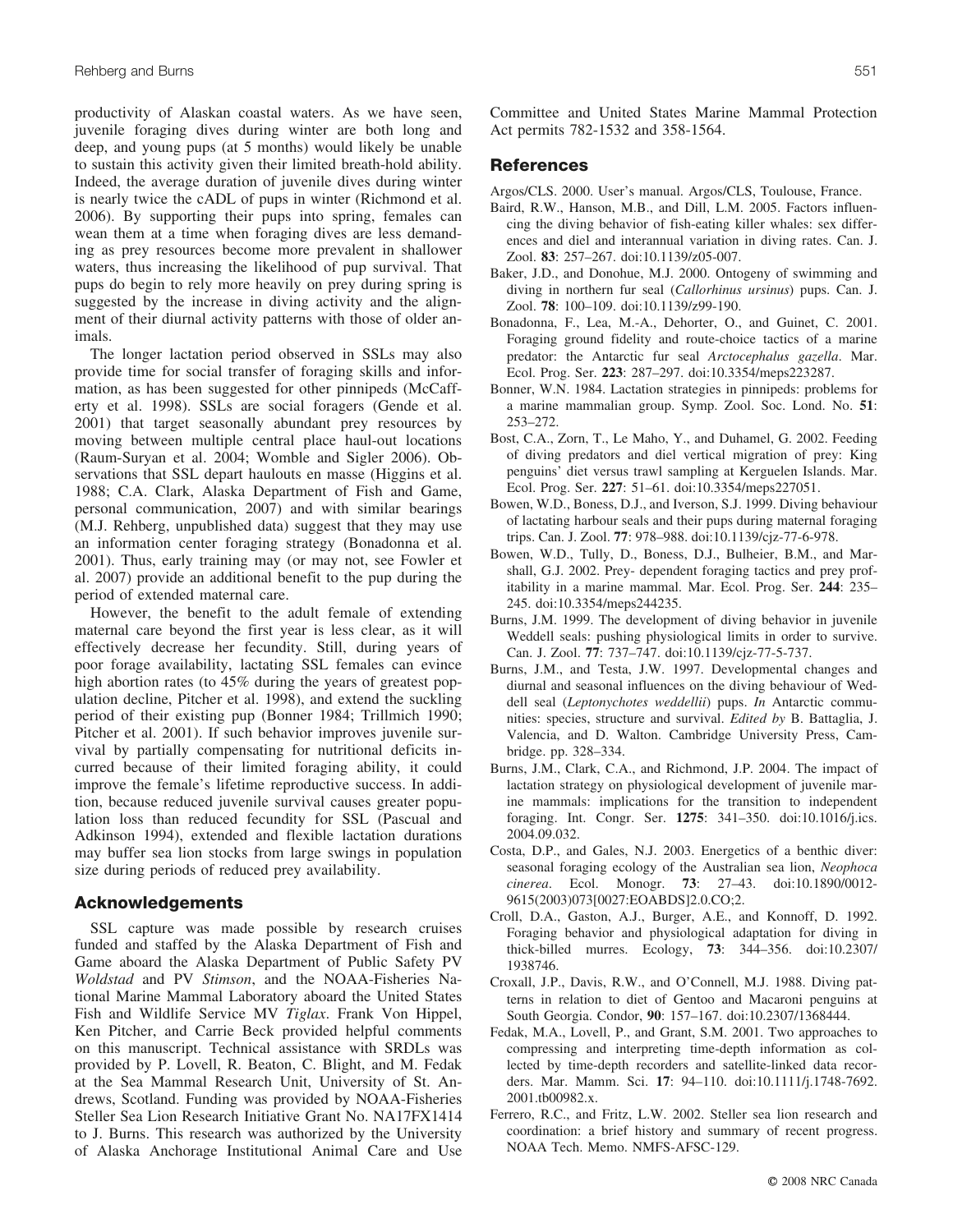productivity of Alaskan coastal waters. As we have seen, juvenile foraging dives during winter are both long and deep, and young pups (at 5 months) would likely be unable to sustain this activity given their limited breath-hold ability. Indeed, the average duration of juvenile dives during winter is nearly twice the cADL of pups in winter (Richmond et al. 2006). By supporting their pups into spring, females can wean them at a time when foraging dives are less demanding as prey resources become more prevalent in shallower waters, thus increasing the likelihood of pup survival. That pups do begin to rely more heavily on prey during spring is suggested by the increase in diving activity and the alignment of their diurnal activity patterns with those of older animals.

The longer lactation period observed in SSLs may also provide time for social transfer of foraging skills and information, as has been suggested for other pinnipeds (McCafferty et al. 1998). SSLs are social foragers (Gende et al. 2001) that target seasonally abundant prey resources by moving between multiple central place haul-out locations (Raum-Suryan et al. 2004; Womble and Sigler 2006). Observations that SSL depart haulouts en masse (Higgins et al. 1988; C.A. Clark, Alaska Department of Fish and Game, personal communication, 2007) and with similar bearings (M.J. Rehberg, unpublished data) suggest that they may use an information center foraging strategy (Bonadonna et al. 2001). Thus, early training may (or may not, see Fowler et al. 2007) provide an additional benefit to the pup during the period of extended maternal care.

However, the benefit to the adult female of extending maternal care beyond the first year is less clear, as it will effectively decrease her fecundity. Still, during years of poor forage availability, lactating SSL females can evince high abortion rates (to 45% during the years of greatest population decline, Pitcher et al. 1998), and extend the suckling period of their existing pup (Bonner 1984; Trillmich 1990; Pitcher et al. 2001). If such behavior improves juvenile survival by partially compensating for nutritional deficits incurred because of their limited foraging ability, it could improve the female's lifetime reproductive success. In addition, because reduced juvenile survival causes greater population loss than reduced fecundity for SSL (Pascual and Adkinson 1994), extended and flexible lactation durations may buffer sea lion stocks from large swings in population size during periods of reduced prey availability.

## Acknowledgements

SSL capture was made possible by research cruises funded and staffed by the Alaska Department of Fish and Game aboard the Alaska Department of Public Safety PV *Woldstad* and PV *Stimson*, and the NOAA-Fisheries National Marine Mammal Laboratory aboard the United States Fish and Wildlife Service MV *Tiglax*. Frank Von Hippel, Ken Pitcher, and Carrie Beck provided helpful comments on this manuscript. Technical assistance with SRDLs was provided by P. Lovell, R. Beaton, C. Blight, and M. Fedak at the Sea Mammal Research Unit, University of St. Andrews, Scotland. Funding was provided by NOAA-Fisheries Steller Sea Lion Research Initiative Grant No. NA17FX1414 to J. Burns. This research was authorized by the University of Alaska Anchorage Institutional Animal Care and Use Committee and United States Marine Mammal Protection Act permits 782-1532 and 358-1564.

## References

Argos/CLS. 2000. User's manual. Argos/CLS, Toulouse, France.

Baird, R.W., Hanson, M.B., and Dill, L.M. 2005. Factors influencing the diving behavior of fish-eating killer whales: sex differences and diel and interannual variation in diving rates. Can. J. Zool. **83**: 257–267. doi:10.1139/z05-007.

Baker, J.D., and Donohue, M.J. 2000. Ontogeny of swimming and diving in northern fur seal (*Callorhinus ursinus*) pups. Can. J. Zool. **78**: 100–109. doi:10.1139/z99-190.

Bonadonna, F., Lea, M.-A., Dehorter, O., and Guinet, C. 2001. Foraging ground fidelity and route-choice tactics of a marine predator: the Antarctic fur seal *Arctocephalus gazella*. Mar. Ecol. Prog. Ser. **223**: 287–297. doi:10.3354/meps223287.

Bonner, W.N. 1984. Lactation strategies in pinnipeds: problems for a marine mammalian group. Symp. Zool. Soc. Lond. No. **51**: 253–272.

Bost, C.A., Zorn, T., Le Maho, Y., and Duhamel, G. 2002. Feeding of diving predators and diel vertical migration of prey: King penguins' diet versus trawl sampling at Kerguelen Islands. Mar. Ecol. Prog. Ser. **227**: 51–61. doi:10.3354/meps227051.

Bowen, W.D., Boness, D.J., and Iverson, S.J. 1999. Diving behaviour of lactating harbour seals and their pups during maternal foraging trips. Can. J. Zool. **77**: 978–988. doi:10.1139/cjz-77-6-978.

Bowen, W.D., Tully, D., Boness, D.J., Bulheier, B.M., and Marshall, G.J. 2002. Prey- dependent foraging tactics and prey profitability in a marine mammal. Mar. Ecol. Prog. Ser. **244**: 235–245. doi:10.3354/meps244235.

Burns, J.M. 1999. The development of diving behavior in juvenile Weddell seals: pushing physiological limits in order to survive. Can. J. Zool. **77**: 737–747. doi:10.1139/cjz-77-5-737.

Burns, J.M., and Testa, J.W. 1997. Developmental changes and diurnal and seasonal influences on the diving behaviour of Weddell seal (*Leptonychotes weddellii*) pups. *In* Antarctic communities: species, structure and survival. *Edited by* B. Battaglia, J. Valencia, and D. Walton. Cambridge University Press, Cambridge. pp. 328–334.

Burns, J.M., Clark, C.A., and Richmond, J.P. 2004. The impact of lactation strategy on physiological development of juvenile marine mammals: implications for the transition to independent foraging. Int. Congr. Ser. **1275**: 341–350. doi:10.1016/j.ics.2004.09.032.

Costa, D.P., and Gales, N.J. 2003. Energetics of a benthic diver: seasonal foraging ecology of the Australian sea lion, *Neophoca cinerea*. Ecol. Monogr. **73**: 27–43. doi:10.1890/0012-9615(2003)073[0027:EOABDS]2.0.CO;2.

Croll, D.A., Gaston, A.J., Burger, A.E., and Konnoff, D. 1992. Foraging behavior and physiological adaptation for diving in thick-billed murres. Ecology, **73**: 344–356. doi:10.2307/1938746.

Croxall, J.P., Davis, R.W., and O'Connell, M.J. 1988. Diving patterns in relation to diet of Gentoo and Macaroni penguins at South Georgia. Condor, **90**: 157–167. doi:10.2307/1368444.

Fedak, M.A., Lovell, P., and Grant, S.M. 2001. Two approaches to compressing and interpreting time-depth information as collected by time-depth recorders and satellite-linked data recorders. Mar. Mamm. Sci. **17**: 94–110. doi:10.1111/j.1748-7692.2001.tb00982.x.

Ferrero, R.C., and Fritz, L.W. 2002. Steller sea lion research and coordination: a brief history and summary of recent progress. NOAA Tech. Memo. NMFS-AFSC-129.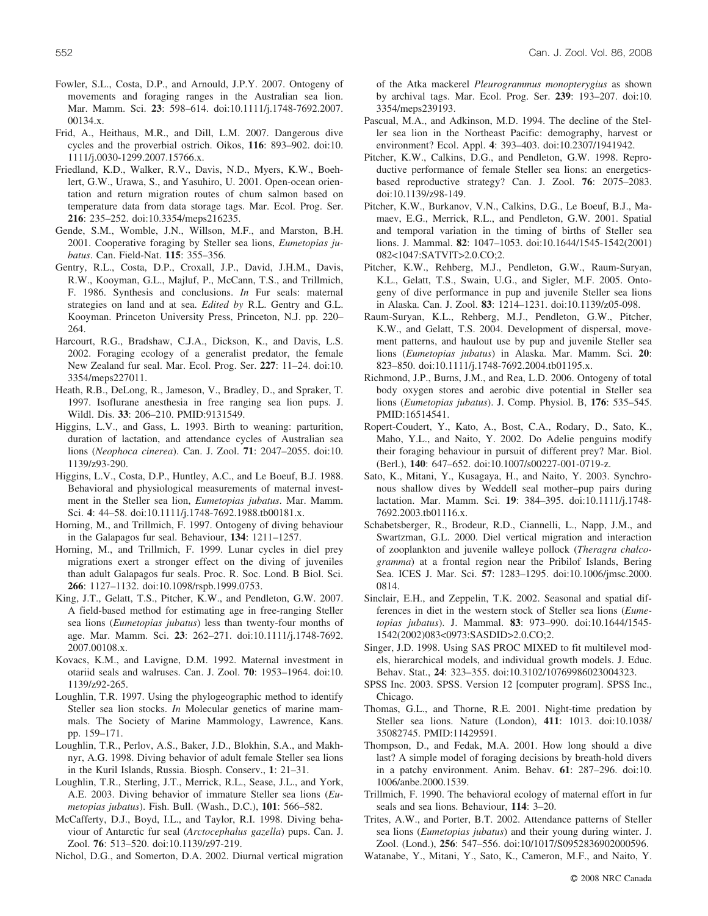Fowler, S.L., Costa, D.P., and Arnould, J.P.Y. 2007. Ontogeny of movements and foraging ranges in the Australian sea lion. Mar. Mamm. Sci. **23**: 598–614. doi:10.1111/j.1748-7692.2007.00134.x.

Frid, A., Heithaus, M.R., and Dill, L.M. 2007. Dangerous dive cycles and the proverbial ostrich. Oikos, **116**: 893–902. doi:10.1111/j.0030-1299.2007.15766.x.

Friedland, K.D., Walker, R.V., Davis, N.D., Myers, K.W., Boehlert, G.W., Urawa, S., and Yasuhiro, U. 2001. Open-ocean orientation and return migration routes of chum salmon based on temperature data from data storage tags. Mar. Ecol. Prog. Ser. **216**: 235–252. doi:10.3354/meps216235.

Gende, S.M., Womble, J.N., Willson, M.F., and Marston, B.H. 2001. Cooperative foraging by Steller sea lions, *Eumetopias jubatus*. Can. Field-Nat. **115**: 355–356.

Gentry, R.L., Costa, D.P., Croxall, J.P., David, J.H.M., Davis, R.W., Kooyman, G.L., Majluf, P., McCann, T.S., and Trillmich, F. 1986. Synthesis and conclusions. *In* Fur seals: maternal strategies on land and at sea. *Edited by* R.L. Gentry and G.L. Kooyman. Princeton University Press, Princeton, N.J. pp. 220–264.

Harcourt, R.G., Bradshaw, C.J.A., Dickson, K., and Davis, L.S. 2002. Foraging ecology of a generalist predator, the female New Zealand fur seal. Mar. Ecol. Prog. Ser. **227**: 11–24. doi:10.3354/meps227011.

Heath, R.B., DeLong, R., Jameson, V., Bradley, D., and Spraker, T. 1997. Isoflurane anesthesia in free ranging sea lion pups. J. Wildl. Dis. **33**: 206–210. PMID:9131549.

Higgins, L.V., and Gass, L. 1993. Birth to weaning: parturition, duration of lactation, and attendance cycles of Australian sea lions (*Neophoca cinerea*). Can. J. Zool. **71**: 2047–2055. doi:10.1139/z93-290.

Higgins, L.V., Costa, D.P., Huntley, A.C., and Le Boeuf, B.J. 1988. Behavioral and physiological measurements of maternal investment in the Steller sea lion, *Eumetopias jubatus*. Mar. Mamm. Sci. **4**: 44–58. doi:10.1111/j.1748-7692.1988.tb00181.x.

Horning, M., and Trillmich, F. 1997. Ontogeny of diving behaviour in the Galapagos fur seal. Behaviour, **134**: 1211–1257.

Horning, M., and Trillmich, F. 1999. Lunar cycles in diel prey migrations exert a stronger effect on the diving of juveniles than adult Galapagos fur seals. Proc. R. Soc. Lond. B Biol. Sci. **266**: 1127–1132. doi:10.1098/rspb.1999.0753.

King, J.T., Gelatt, T.S., Pitcher, K.W., and Pendleton, G.W. 2007. A field-based method for estimating age in free-ranging Steller sea lions (*Eumetopias jubatus*) less than twenty-four months of age. Mar. Mamm. Sci. **23**: 262–271. doi:10.1111/j.1748-7692.2007.00108.x.

Kovacs, K.M., and Lavigne, D.M. 1992. Maternal investment in otariid seals and walruses. Can. J. Zool. **70**: 1953–1964. doi:10.1139/z92-265.

Loughlin, T.R. 1997. Using the phylogeographic method to identify Steller sea lion stocks. *In* Molecular genetics of marine mammals. The Society of Marine Mammology, Lawrence, Kans. pp. 159–171.

Loughlin, T.R., Perlov, A.S., Baker, J.D., Blokhin, S.A., and Makhnyr, A.G. 1998. Diving behavior of adult female Steller sea lions in the Kuril Islands, Russia. Biosph. Conserv., **1**: 21–31.

Loughlin, T.R., Sterling, J.T., Merrick, R.L., Sease, J.L., and York, A.E. 2003. Diving behavior of immature Steller sea lions (*Eumetopias jubatus*). Fish. Bull. (Wash., D.C.), **101**: 566–582.

McCafferty, D.J., Boyd, I.L., and Taylor, R.I. 1998. Diving behaviour of Antarctic fur seal (*Arctocephalus gazella*) pups. Can. J. Zool. **76**: 513–520. doi:10.1139/z97-219.

Nichol, D.G., and Somerton, D.A. 2002. Diurnal vertical migration of the Atka mackerel *Pleurogrammus monopterygius* as shown by archival tags. Mar. Ecol. Prog. Ser. **239**: 193–207. doi:10.3354/meps239193.

Pascual, M.A., and Adkinson, M.D. 1994. The decline of the Steller sea lion in the Northeast Pacific: demography, harvest or environment? Ecol. Appl. **4**: 393–403. doi:10.2307/1941942.

Pitcher, K.W., Calkins, D.G., and Pendleton, G.W. 1998. Reproductive performance of female Steller sea lions: an energetics-based reproductive strategy? Can. J. Zool. **76**: 2075–2083. doi:10.1139/z98-149.

Pitcher, K.W., Burkanov, V.N., Calkins, D.G., Le Boeuf, B.J., Mamaev, E.G., Merrick, R.L., and Pendleton, G.W. 2001. Spatial and temporal variation in the timing of births of Steller sea lions. J. Mammal. **82**: 1047–1053. doi:10.1644/1545-1542(2001)082<1047:SATVIT>2.0.CO;2.

Pitcher, K.W., Rehberg, M.J., Pendleton, G.W., Raum-Suryan, K.L., Gelatt, T.S., Swain, U.G., and Sigler, M.F. 2005. Ontogeny of dive performance in pup and juvenile Steller sea lions in Alaska. Can. J. Zool. **83**: 1214–1231. doi:10.1139/z05-098.

Raum-Suryan, K.L., Rehberg, M.J., Pendleton, G.W., Pitcher, K.W., and Gelatt, T.S. 2004. Development of dispersal, movement patterns, and haulout use by pup and juvenile Steller sea lions (*Eumetopias jubatus*) in Alaska. Mar. Mamm. Sci. **20**: 823–850. doi:10.1111/j.1748-7692.2004.tb01195.x.

Richmond, J.P., Burns, J.M., and Rea, L.D. 2006. Ontogeny of total body oxygen stores and aerobic dive potential in Steller sea lions (*Eumetopias jubatus*). J. Comp. Physiol. B, **176**: 535–545. PMID:16514541.

Ropert-Coudert, Y., Kato, A., Bost, C.A., Rodary, D., Sato, K., Maho, Y.L., and Naito, Y. 2002. Do Adelie penguins modify their foraging behaviour in pursuit of different prey? Mar. Biol. (Berl.), **140**: 647–652. doi:10.1007/s00227-001-0719-z.

Sato, K., Mitani, Y., Kusagaya, H., and Naito, Y. 2003. Synchronous shallow dives by Weddell seal mother–pup pairs during lactation. Mar. Mamm. Sci. **19**: 384–395. doi:10.1111/j.1748-7692.2003.tb01116.x.

Schabetsberger, R., Brodeur, R.D., Ciannelli, L., Napp, J.M., and Swartzman, G.L. 2000. Diel vertical migration and interaction of zooplankton and juvenile walleye pollock (*Theragra chalcogramma*) at a frontal region near the Pribilof Islands, Bering Sea. ICES J. Mar. Sci. **57**: 1283–1295. doi:10.1006/jmsc.2000.0814.

Sinclair, E.H., and Zeppelin, T.K. 2002. Seasonal and spatial differences in diet in the western stock of Steller sea lions (*Eumetopias jubatus*). J. Mammal. **83**: 973–990. doi:10.1644/1545-1542(2002)083<0973:SASDID>2.0.CO;2.

Singer, J.D. 1998. Using SAS PROC MIXED to fit multilevel models, hierarchical models, and individual growth models. J. Educ. Behav. Stat., **24**: 323–355. doi:10.3102/10769986023004323.

SPSS Inc. 2003. SPSS. Version 12 [computer program]. SPSS Inc., Chicago.

Thomas, G.L., and Thorne, R.E. 2001. Night-time predation by Steller sea lions. Nature (London), **411**: 1013. doi:10.1038/35082745. PMID:11429591.

Thompson, D., and Fedak, M.A. 2001. How long should a dive last? A simple model of foraging decisions by breath-hold divers in a patchy environment. Anim. Behav. **61**: 287–296. doi:10.1006/anbe.2000.1539.

Trillmich, F. 1990. The behavioral ecology of maternal effort in fur seals and sea lions. Behaviour, **114**: 3–20.

Trites, A.W., and Porter, B.T. 2002. Attendance patterns of Steller sea lions (*Eumetopias jubatus*) and their young during winter. J. Zool. (Lond.), **256**: 547–556. doi:10/1017/S0952836902000596.

Watanabe, Y., Mitani, Y., Sato, K., Cameron, M.F., and Naito, Y.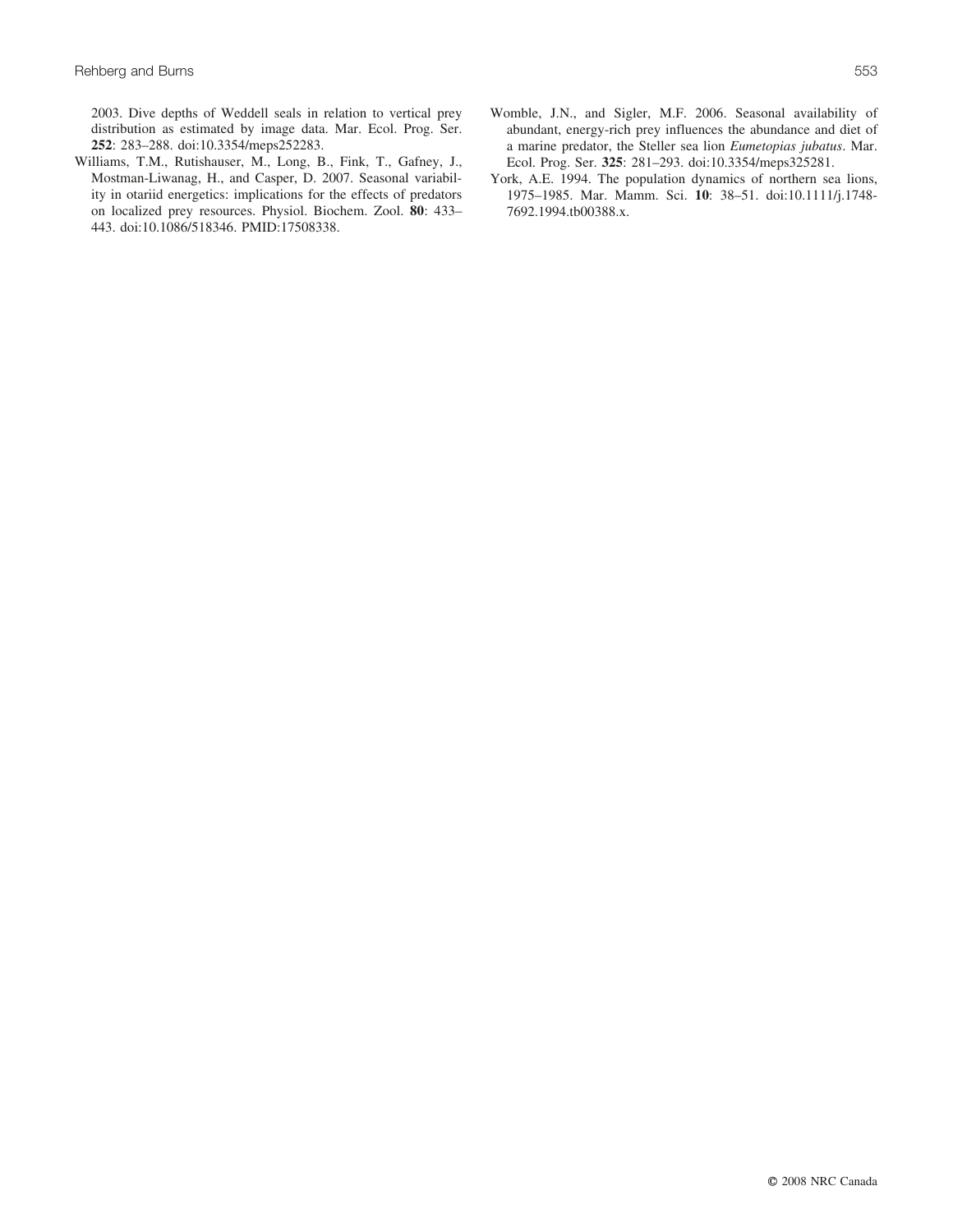2003. Dive depths of Weddell seals in relation to vertical prey distribution as estimated by image data. Mar. Ecol. Prog. Ser. **252**: 283–288. doi:10.3354/meps252283.

Williams, T.M., Rutishauser, M., Long, B., Fink, T., Gafney, J., Mostman-Liwanag, H., and Casper, D. 2007. Seasonal variability in otariid energetics: implications for the effects of predators on localized prey resources. Physiol. Biochem. Zool. **80**: 433–443. doi:10.1086/518346. PMID:17508338.

Womble, J.N., and Sigler, M.F. 2006. Seasonal availability of abundant, energy-rich prey influences the abundance and diet of a marine predator, the Steller sea lion *Eumetopias jubatus*. Mar. Ecol. Prog. Ser. **325**: 281–293. doi:10.3354/meps325281.

York, A.E. 1994. The population dynamics of northern sea lions, 1975–1985. Mar. Mamm. Sci. **10**: 38–51. doi:10.1111/j.1748-7692.1994.tb00388.x.